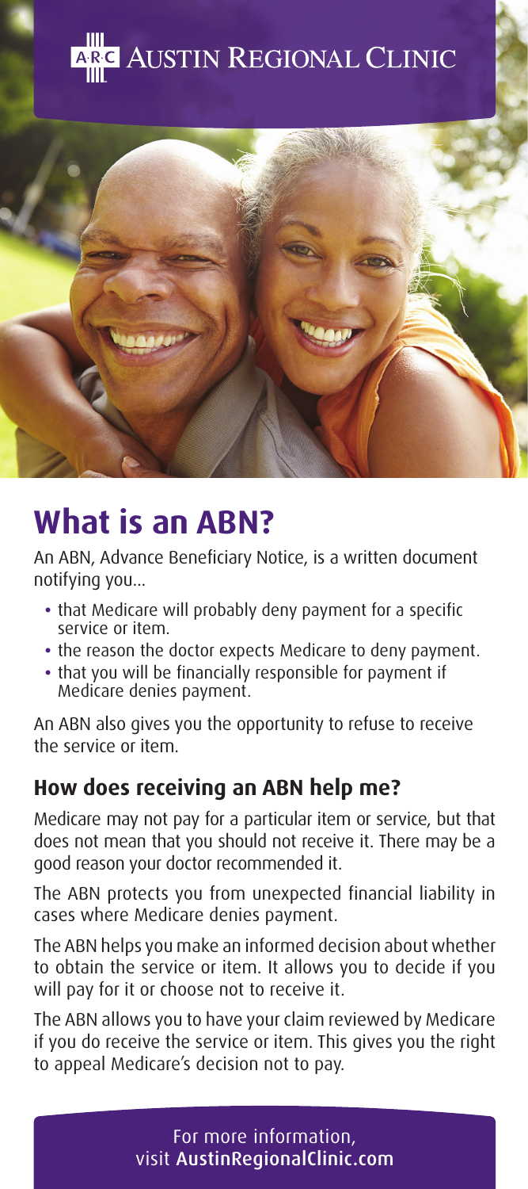ARC AUSTIN REGIONAL CLINIC

# What is an ABN?

An ABN, Advance Beneficiary Notice, is a written document notifying you...

- that Medicare will probably deny payment for a specific service or item.
- the reason the doctor expects Medicare to deny payment.
- that you will be financially responsible for payment if Medicare denies payment.

An ABN also gives you the opportunity to refuse to receive the service or item.

## How does receiving an ABN help me?

Medicare may not pay for a particular item or service, but that does not mean that you should not receive it. There may be a good reason your doctor recommended it.

The ABN protects you from unexpected financial liability in cases where Medicare denies payment.

The ABN helps you make an informed decision about whether to obtain the service or item. It allows you to decide if you will pay for it or choose not to receive it.

The ABN allows you to have your claim reviewed by Medicare if you do receive the service or item. This gives you the right to appeal Medicare's decision not to pay.

For more information, visit **AustinRegionalClinic.com**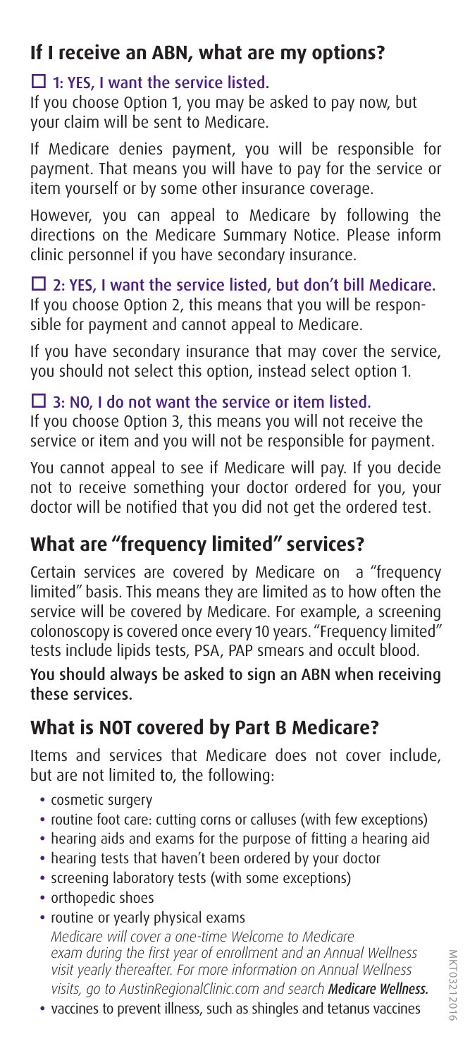## If I receive an ABN, what are my options?

☐ 1: YES, I want the service listed.

If you choose Option 1, you may be asked to pay now, but your claim will be sent to Medicare.

If Medicare denies payment, you will be responsible for payment. That means you will have to pay for the service or item yourself or by some other insurance coverage.

However, you can appeal to Medicare by following the directions on the Medicare Summary Notice. Please inform clinic personnel if you have secondary insurance.

☐ 2: YES, I want the service listed, but don't bill Medicare.

If you choose Option 2, this means that you will be responsible for payment and cannot appeal to Medicare.

If you have secondary insurance that may cover the service, you should not select this option, instead select option 1.

☐ 3: NO, I do not want the service or item listed.

If you choose Option 3, this means you will not receive the service or item and you will not be responsible for payment.

You cannot appeal to see if Medicare will pay. If you decide not to receive something your doctor ordered for you, your doctor will be notified that you did not get the ordered test.

## What are "frequency limited" services?

Certain services are covered by Medicare on a "frequency limited" basis. This means they are limited as to how often the service will be covered by Medicare. For example, a screening colonoscopy is covered once every 10 years. "Frequency limited" tests include lipids tests, PSA, PAP smears and occult blood.

**You should always be asked to sign an ABN when receiving these services.**

## What is NOT covered by Part B Medicare?

Items and services that Medicare does not cover include, but are not limited to, the following:

- cosmetic surgery
- routine foot care: cutting corns or calluses (with few exceptions)
- hearing aids and exams for the purpose of fitting a hearing aid
- hearing tests that haven't been ordered by your doctor
- screening laboratory tests (with some exceptions)
- orthopedic shoes
- routine or yearly physical exams
  *Medicare will cover a one-time Welcome to Medicare exam during the first year of enrollment and an Annual Wellness visit yearly thereafter. For more information on Annual Wellness visits, go to AustinRegionalClinic.com and search* ***Medicare Wellness.***
- vaccines to prevent illness, such as shingles and tetanus vaccines

MKT03212016